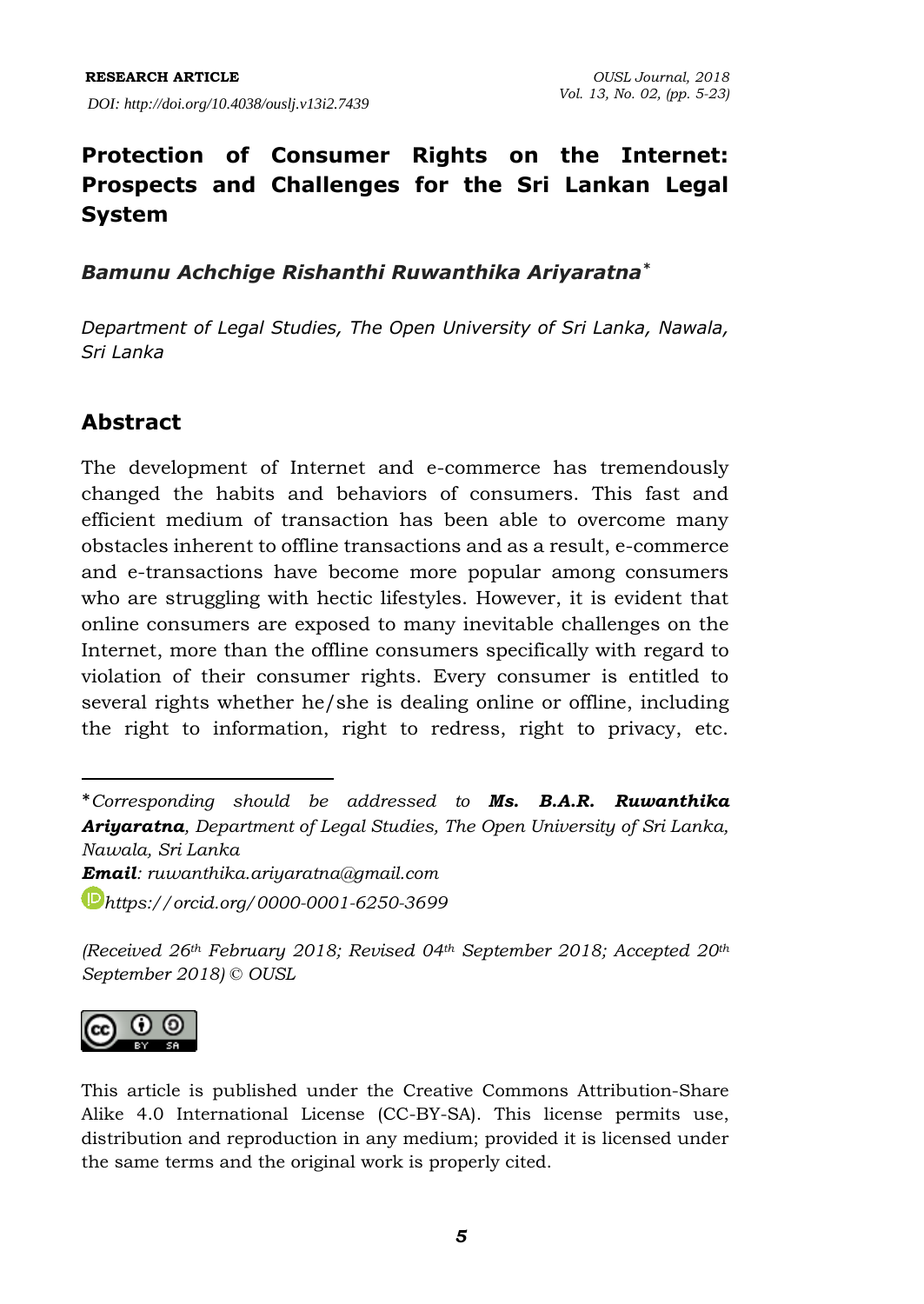RESEARCH ARTICLE

*DOI: http://doi.org/10.4038/ouslj.v13i2.7439*

# Protection of Consumer Rights on the Internet: Prospects and Challenges for the Sri Lankan Legal System

***Bamunu Achchige Rishanthi Ruwanthika Ariyaratna*** *

*Department of Legal Studies, The Open University of Sri Lanka, Nawala, Sri Lanka*

## Abstract

The development of Internet and e-commerce has tremendously changed the habits and behaviors of consumers. This fast and efficient medium of transaction has been able to overcome many obstacles inherent to offline transactions and as a result, e-commerce and e-transactions have become more popular among consumers who are struggling with hectic lifestyles. However, it is evident that online consumers are exposed to many inevitable challenges on the Internet, more than the offline consumers specifically with regard to violation of their consumer rights. Every consumer is entitled to several rights whether he/she is dealing online or offline, including the right to information, right to redress, right to privacy, etc.

---

\* *Corresponding should be addressed to* ***Ms. B.A.R. Ruwanthika Ariyaratna****, Department of Legal Studies, The Open University of Sri Lanka, Nawala, Sri Lanka*

***Email****: ruwanthika.ariyaratna@gmail.com*

*https://orcid.org/0000-0001-6250-3699*

*(Received 26th February 2018; Revised 04th September 2018; Accepted 20th September 2018) © OUSL*

This article is published under the Creative Commons Attribution-Share Alike 4.0 International License (CC-BY-SA). This license permits use, distribution and reproduction in any medium; provided it is licensed under the same terms and the original work is properly cited.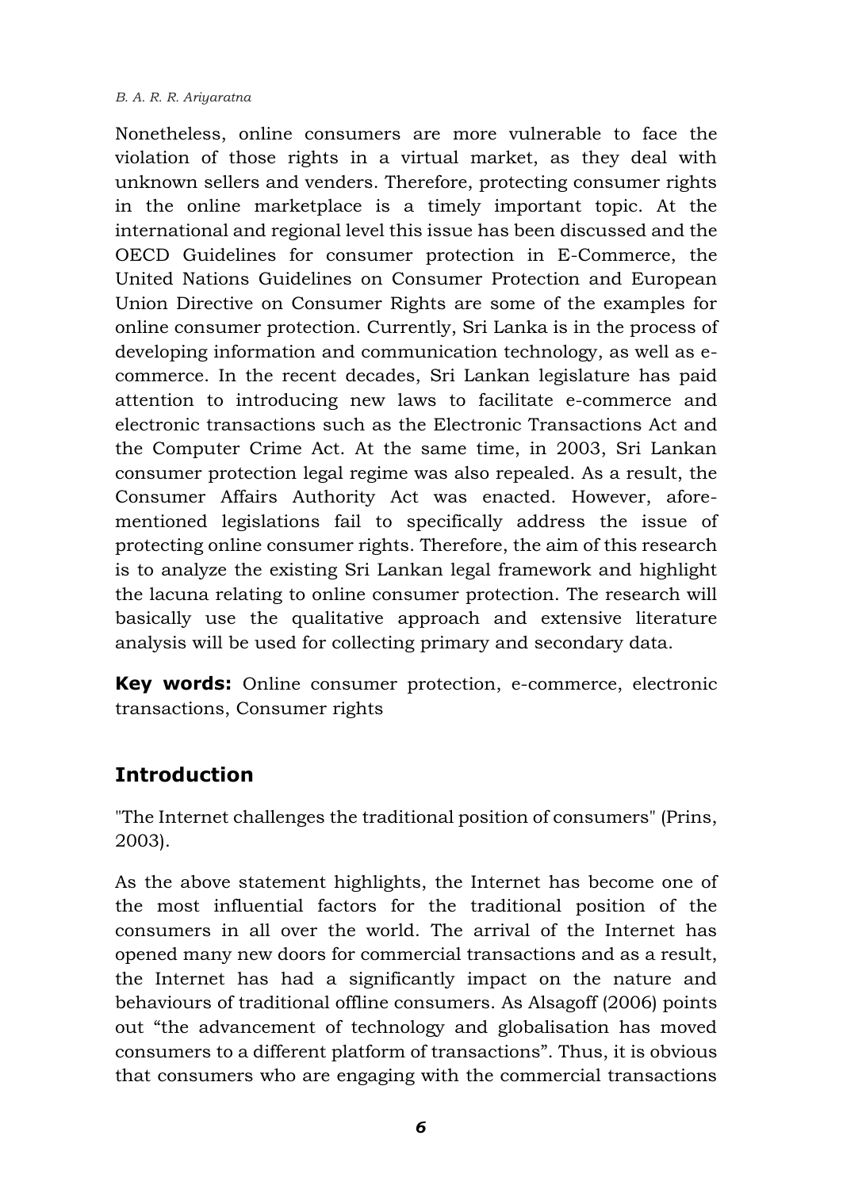Nonetheless, online consumers are more vulnerable to face the violation of those rights in a virtual market, as they deal with unknown sellers and venders. Therefore, protecting consumer rights in the online marketplace is a timely important topic. At the international and regional level this issue has been discussed and the OECD Guidelines for consumer protection in E-Commerce, the United Nations Guidelines on Consumer Protection and European Union Directive on Consumer Rights are some of the examples for online consumer protection. Currently, Sri Lanka is in the process of developing information and communication technology, as well as e-commerce. In the recent decades, Sri Lankan legislature has paid attention to introducing new laws to facilitate e-commerce and electronic transactions such as the Electronic Transactions Act and the Computer Crime Act. At the same time, in 2003, Sri Lankan consumer protection legal regime was also repealed. As a result, the Consumer Affairs Authority Act was enacted. However, afore-mentioned legislations fail to specifically address the issue of protecting online consumer rights. Therefore, the aim of this research is to analyze the existing Sri Lankan legal framework and highlight the lacuna relating to online consumer protection. The research will basically use the qualitative approach and extensive literature analysis will be used for collecting primary and secondary data.

**Key words:** Online consumer protection, e-commerce, electronic transactions, Consumer rights

## Introduction

"The Internet challenges the traditional position of consumers" (Prins, 2003).

As the above statement highlights, the Internet has become one of the most influential factors for the traditional position of the consumers in all over the world. The arrival of the Internet has opened many new doors for commercial transactions and as a result, the Internet has had a significantly impact on the nature and behaviours of traditional offline consumers. As Alsagoff (2006) points out "the advancement of technology and globalisation has moved consumers to a different platform of transactions". Thus, it is obvious that consumers who are engaging with the commercial transactions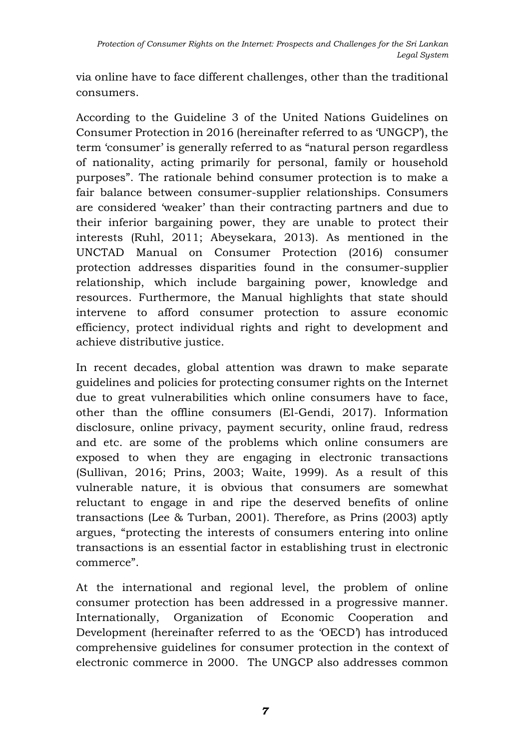via online have to face different challenges, other than the traditional consumers.

According to the Guideline 3 of the United Nations Guidelines on Consumer Protection in 2016 (hereinafter referred to as 'UNGCP'), the term 'consumer' is generally referred to as "natural person regardless of nationality, acting primarily for personal, family or household purposes". The rationale behind consumer protection is to make a fair balance between consumer-supplier relationships. Consumers are considered 'weaker' than their contracting partners and due to their inferior bargaining power, they are unable to protect their interests (Ruhl, 2011; Abeysekara, 2013). As mentioned in the UNCTAD Manual on Consumer Protection (2016) consumer protection addresses disparities found in the consumer-supplier relationship, which include bargaining power, knowledge and resources. Furthermore, the Manual highlights that state should intervene to afford consumer protection to assure economic efficiency, protect individual rights and right to development and achieve distributive justice.

In recent decades, global attention was drawn to make separate guidelines and policies for protecting consumer rights on the Internet due to great vulnerabilities which online consumers have to face, other than the offline consumers (El-Gendi, 2017). Information disclosure, online privacy, payment security, online fraud, redress and etc. are some of the problems which online consumers are exposed to when they are engaging in electronic transactions (Sullivan, 2016; Prins, 2003; Waite, 1999). As a result of this vulnerable nature, it is obvious that consumers are somewhat reluctant to engage in and ripe the deserved benefits of online transactions (Lee & Turban, 2001). Therefore, as Prins (2003) aptly argues, "protecting the interests of consumers entering into online transactions is an essential factor in establishing trust in electronic commerce".

At the international and regional level, the problem of online consumer protection has been addressed in a progressive manner. Internationally, Organization of Economic Cooperation and Development (hereinafter referred to as the 'OECD') has introduced comprehensive guidelines for consumer protection in the context of electronic commerce in 2000. The UNGCP also addresses common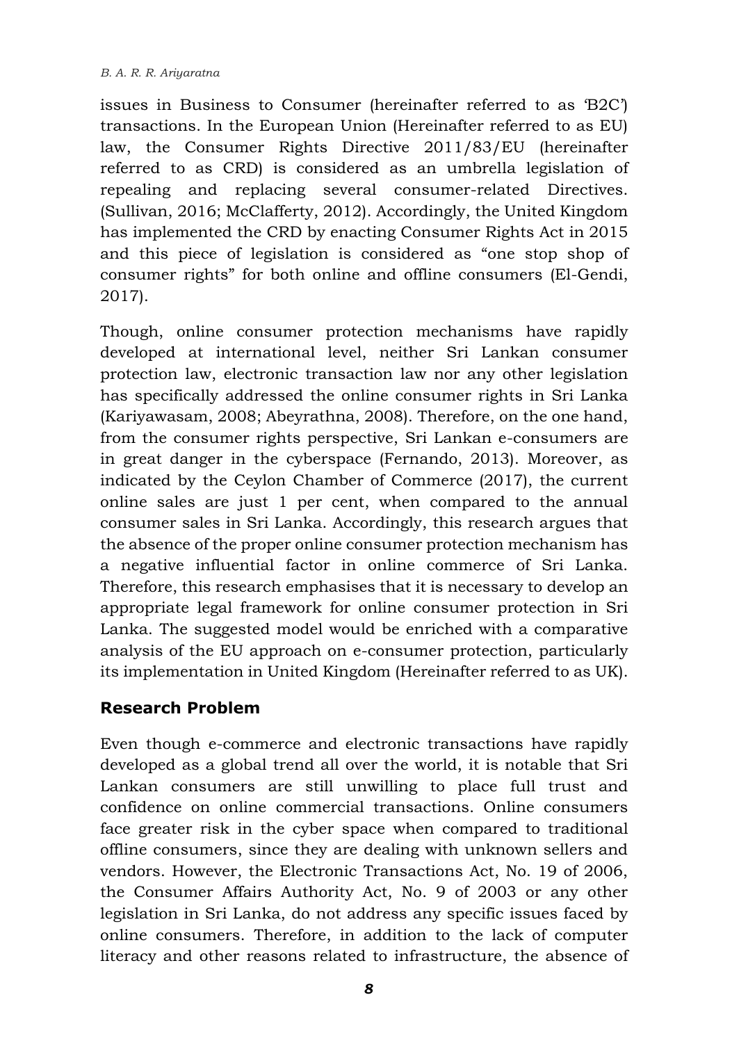issues in Business to Consumer (hereinafter referred to as 'B2C') transactions. In the European Union (Hereinafter referred to as EU) law, the Consumer Rights Directive 2011/83/EU (hereinafter referred to as CRD) is considered as an umbrella legislation of repealing and replacing several consumer-related Directives. (Sullivan, 2016; McClafferty, 2012). Accordingly, the United Kingdom has implemented the CRD by enacting Consumer Rights Act in 2015 and this piece of legislation is considered as "one stop shop of consumer rights" for both online and offline consumers (El-Gendi, 2017).

Though, online consumer protection mechanisms have rapidly developed at international level, neither Sri Lankan consumer protection law, electronic transaction law nor any other legislation has specifically addressed the online consumer rights in Sri Lanka (Kariyawasam, 2008; Abeyrathna, 2008). Therefore, on the one hand, from the consumer rights perspective, Sri Lankan e-consumers are in great danger in the cyberspace (Fernando, 2013). Moreover, as indicated by the Ceylon Chamber of Commerce (2017), the current online sales are just 1 per cent, when compared to the annual consumer sales in Sri Lanka. Accordingly, this research argues that the absence of the proper online consumer protection mechanism has a negative influential factor in online commerce of Sri Lanka. Therefore, this research emphasises that it is necessary to develop an appropriate legal framework for online consumer protection in Sri Lanka. The suggested model would be enriched with a comparative analysis of the EU approach on e-consumer protection, particularly its implementation in United Kingdom (Hereinafter referred to as UK).

## Research Problem

Even though e-commerce and electronic transactions have rapidly developed as a global trend all over the world, it is notable that Sri Lankan consumers are still unwilling to place full trust and confidence on online commercial transactions. Online consumers face greater risk in the cyber space when compared to traditional offline consumers, since they are dealing with unknown sellers and vendors. However, the Electronic Transactions Act, No. 19 of 2006, the Consumer Affairs Authority Act, No. 9 of 2003 or any other legislation in Sri Lanka, do not address any specific issues faced by online consumers. Therefore, in addition to the lack of computer literacy and other reasons related to infrastructure, the absence of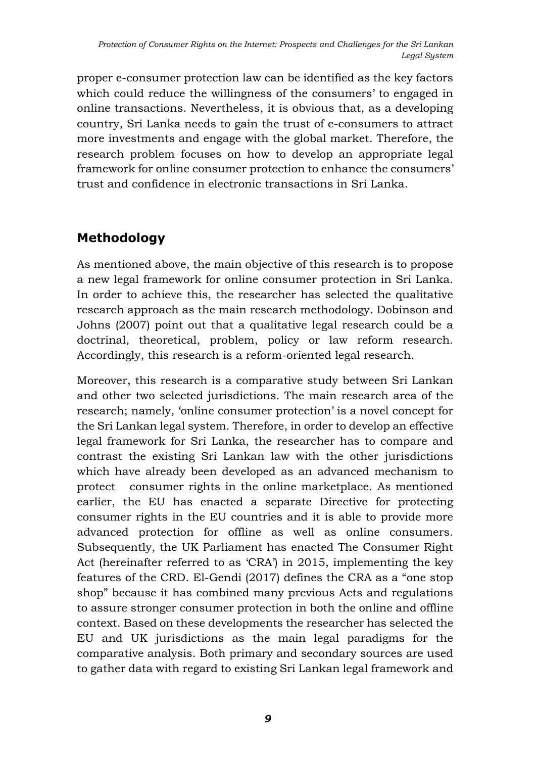proper e-consumer protection law can be identified as the key factors which could reduce the willingness of the consumers' to engaged in online transactions. Nevertheless, it is obvious that, as a developing country, Sri Lanka needs to gain the trust of e-consumers to attract more investments and engage with the global market. Therefore, the research problem focuses on how to develop an appropriate legal framework for online consumer protection to enhance the consumers' trust and confidence in electronic transactions in Sri Lanka.

## Methodology

As mentioned above, the main objective of this research is to propose a new legal framework for online consumer protection in Sri Lanka. In order to achieve this, the researcher has selected the qualitative research approach as the main research methodology. Dobinson and Johns (2007) point out that a qualitative legal research could be a doctrinal, theoretical, problem, policy or law reform research. Accordingly, this research is a reform-oriented legal research.

Moreover, this research is a comparative study between Sri Lankan and other two selected jurisdictions. The main research area of the research; namely, 'online consumer protection' is a novel concept for the Sri Lankan legal system. Therefore, in order to develop an effective legal framework for Sri Lanka, the researcher has to compare and contrast the existing Sri Lankan law with the other jurisdictions which have already been developed as an advanced mechanism to protect consumer rights in the online marketplace. As mentioned earlier, the EU has enacted a separate Directive for protecting consumer rights in the EU countries and it is able to provide more advanced protection for offline as well as online consumers. Subsequently, the UK Parliament has enacted The Consumer Right Act (hereinafter referred to as 'CRA') in 2015, implementing the key features of the CRD. El-Gendi (2017) defines the CRA as a "one stop shop" because it has combined many previous Acts and regulations to assure stronger consumer protection in both the online and offline context. Based on these developments the researcher has selected the EU and UK jurisdictions as the main legal paradigms for the comparative analysis. Both primary and secondary sources are used to gather data with regard to existing Sri Lankan legal framework and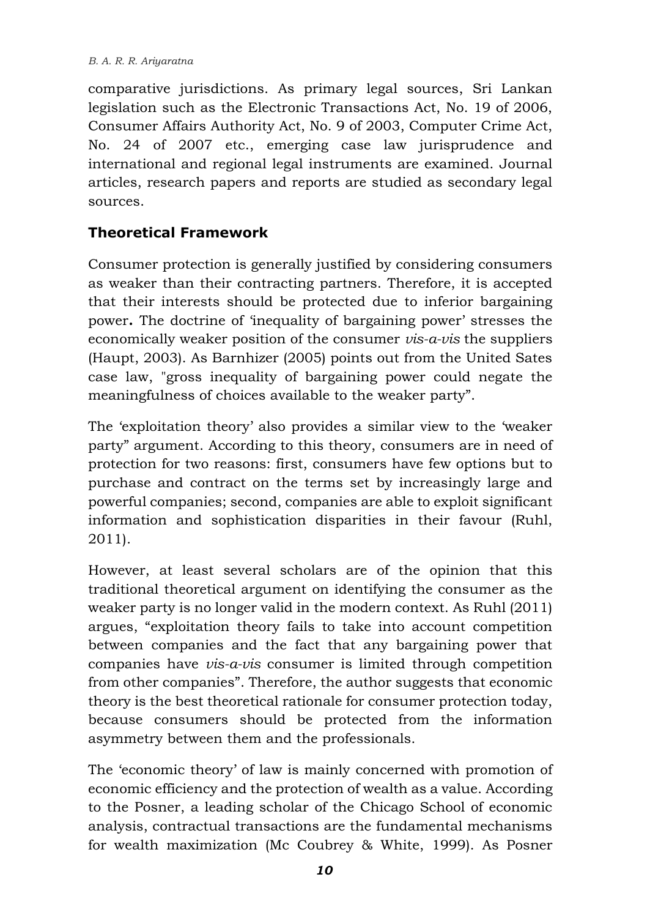comparative jurisdictions. As primary legal sources, Sri Lankan legislation such as the Electronic Transactions Act, No. 19 of 2006, Consumer Affairs Authority Act, No. 9 of 2003, Computer Crime Act, No. 24 of 2007 etc., emerging case law jurisprudence and international and regional legal instruments are examined. Journal articles, research papers and reports are studied as secondary legal sources.

## Theoretical Framework

Consumer protection is generally justified by considering consumers as weaker than their contracting partners. Therefore, it is accepted that their interests should be protected due to inferior bargaining power**.** The doctrine of 'inequality of bargaining power' stresses the economically weaker position of the consumer *vis-a-vis* the suppliers (Haupt, 2003). As Barnhizer (2005) points out from the United Sates case law, "gross inequality of bargaining power could negate the meaningfulness of choices available to the weaker party".

The 'exploitation theory' also provides a similar view to the 'weaker party" argument. According to this theory, consumers are in need of protection for two reasons: first, consumers have few options but to purchase and contract on the terms set by increasingly large and powerful companies; second, companies are able to exploit significant information and sophistication disparities in their favour (Ruhl, 2011).

However, at least several scholars are of the opinion that this traditional theoretical argument on identifying the consumer as the weaker party is no longer valid in the modern context. As Ruhl (2011) argues, "exploitation theory fails to take into account competition between companies and the fact that any bargaining power that companies have *vis-a-vis* consumer is limited through competition from other companies". Therefore, the author suggests that economic theory is the best theoretical rationale for consumer protection today, because consumers should be protected from the information asymmetry between them and the professionals.

The 'economic theory' of law is mainly concerned with promotion of economic efficiency and the protection of wealth as a value. According to the Posner, a leading scholar of the Chicago School of economic analysis, contractual transactions are the fundamental mechanisms for wealth maximization (Mc Coubrey & White, 1999). As Posner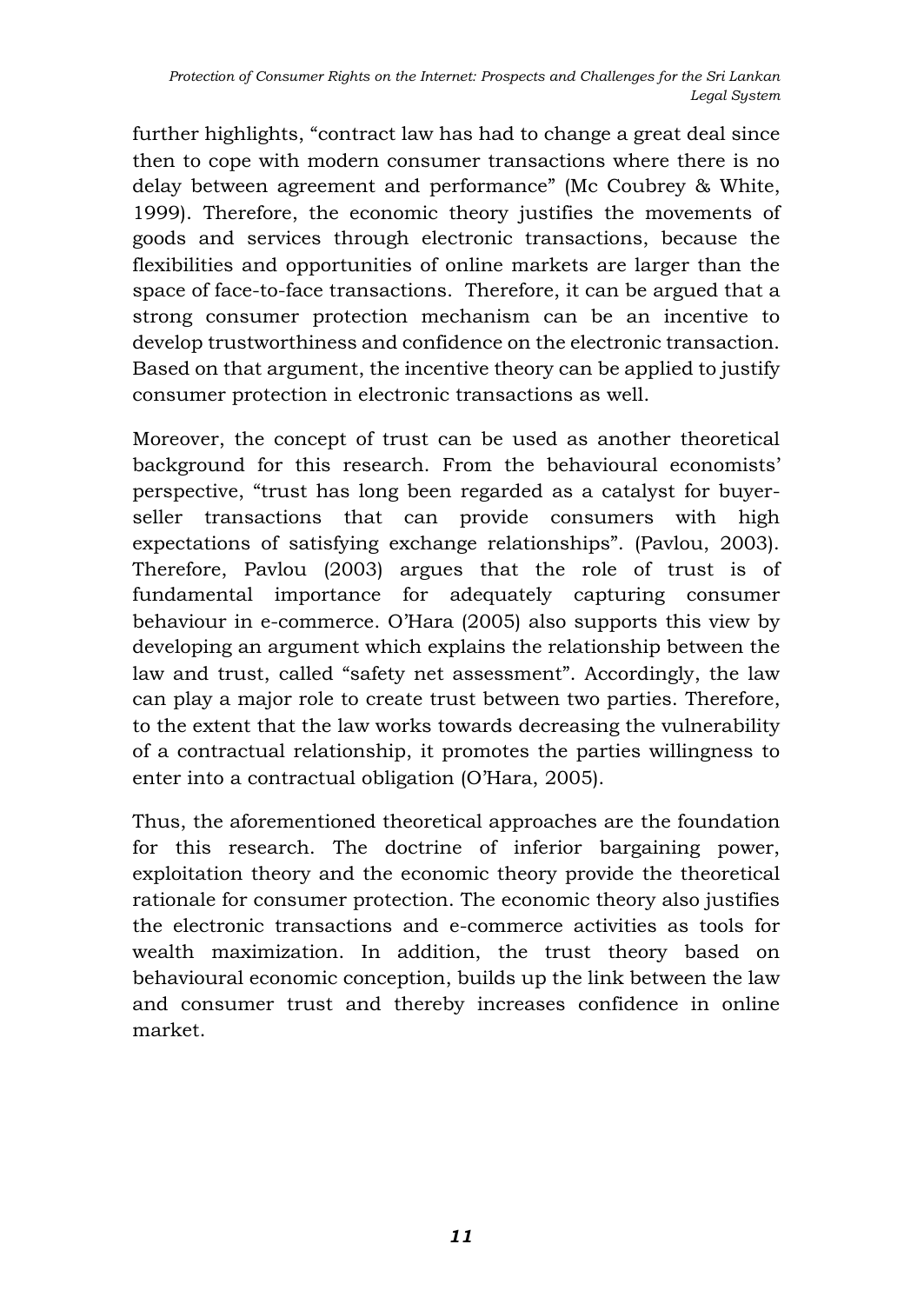further highlights, "contract law has had to change a great deal since then to cope with modern consumer transactions where there is no delay between agreement and performance" (Mc Coubrey & White, 1999). Therefore, the economic theory justifies the movements of goods and services through electronic transactions, because the flexibilities and opportunities of online markets are larger than the space of face-to-face transactions. Therefore, it can be argued that a strong consumer protection mechanism can be an incentive to develop trustworthiness and confidence on the electronic transaction. Based on that argument, the incentive theory can be applied to justify consumer protection in electronic transactions as well.

Moreover, the concept of trust can be used as another theoretical background for this research. From the behavioural economists' perspective, "trust has long been regarded as a catalyst for buyer-seller transactions that can provide consumers with high expectations of satisfying exchange relationships". (Pavlou, 2003). Therefore, Pavlou (2003) argues that the role of trust is of fundamental importance for adequately capturing consumer behaviour in e-commerce. O'Hara (2005) also supports this view by developing an argument which explains the relationship between the law and trust, called "safety net assessment". Accordingly, the law can play a major role to create trust between two parties. Therefore, to the extent that the law works towards decreasing the vulnerability of a contractual relationship, it promotes the parties willingness to enter into a contractual obligation (O'Hara, 2005).

Thus, the aforementioned theoretical approaches are the foundation for this research. The doctrine of inferior bargaining power, exploitation theory and the economic theory provide the theoretical rationale for consumer protection. The economic theory also justifies the electronic transactions and e-commerce activities as tools for wealth maximization. In addition, the trust theory based on behavioural economic conception, builds up the link between the law and consumer trust and thereby increases confidence in online market.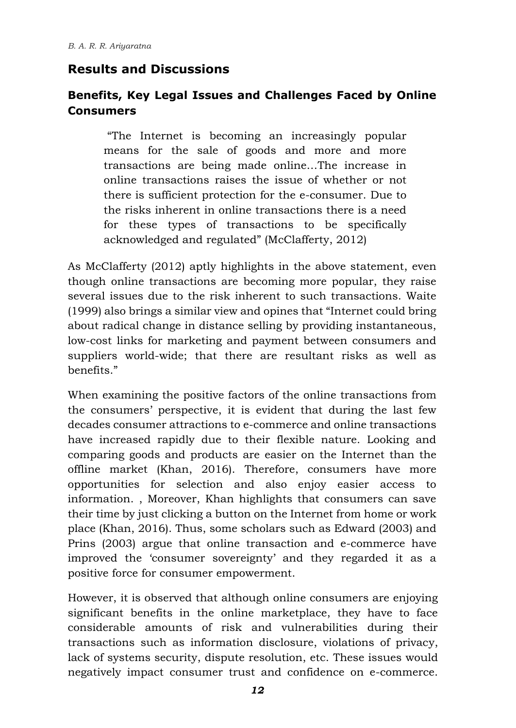## Results and Discussions

### Benefits, Key Legal Issues and Challenges Faced by Online Consumers

> "The Internet is becoming an increasingly popular means for the sale of goods and more and more transactions are being made online…The increase in online transactions raises the issue of whether or not there is sufficient protection for the e-consumer. Due to the risks inherent in online transactions there is a need for these types of transactions to be specifically acknowledged and regulated" (McClafferty, 2012)

As McClafferty (2012) aptly highlights in the above statement, even though online transactions are becoming more popular, they raise several issues due to the risk inherent to such transactions. Waite (1999) also brings a similar view and opines that "Internet could bring about radical change in distance selling by providing instantaneous, low-cost links for marketing and payment between consumers and suppliers world-wide; that there are resultant risks as well as benefits."

When examining the positive factors of the online transactions from the consumers' perspective, it is evident that during the last few decades consumer attractions to e-commerce and online transactions have increased rapidly due to their flexible nature. Looking and comparing goods and products are easier on the Internet than the offline market (Khan, 2016). Therefore, consumers have more opportunities for selection and also enjoy easier access to information. , Moreover, Khan highlights that consumers can save their time by just clicking a button on the Internet from home or work place (Khan, 2016). Thus, some scholars such as Edward (2003) and Prins (2003) argue that online transaction and e-commerce have improved the 'consumer sovereignty' and they regarded it as a positive force for consumer empowerment.

However, it is observed that although online consumers are enjoying significant benefits in the online marketplace, they have to face considerable amounts of risk and vulnerabilities during their transactions such as information disclosure, violations of privacy, lack of systems security, dispute resolution, etc. These issues would negatively impact consumer trust and confidence on e-commerce.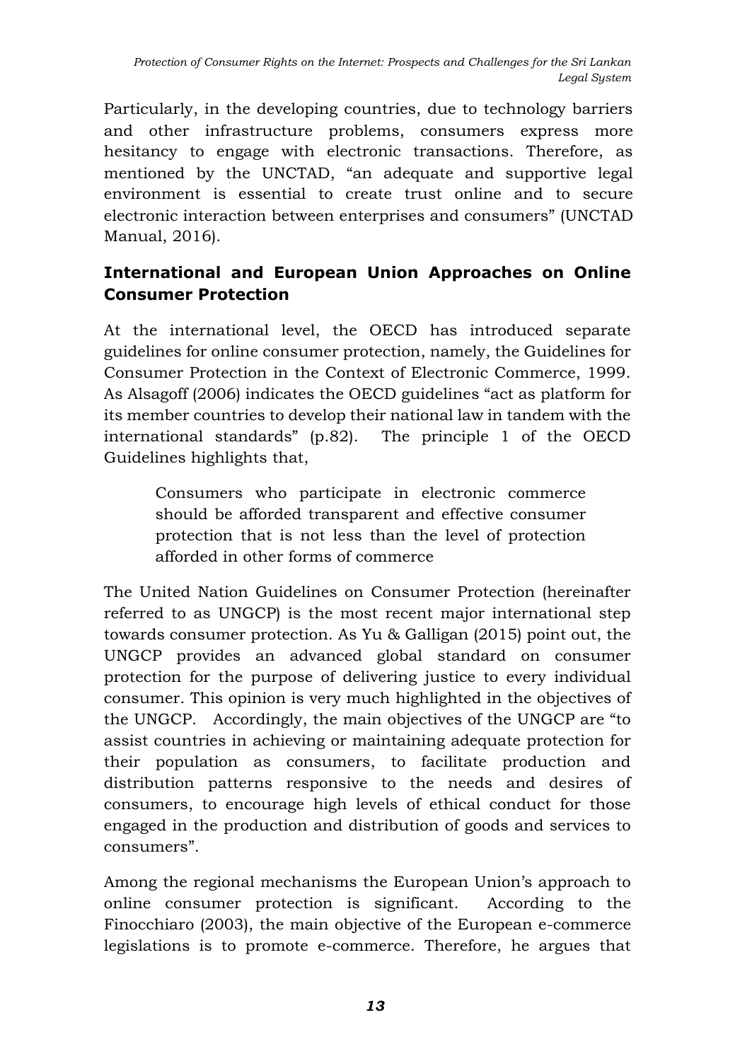Particularly, in the developing countries, due to technology barriers and other infrastructure problems, consumers express more hesitancy to engage with electronic transactions. Therefore, as mentioned by the UNCTAD, "an adequate and supportive legal environment is essential to create trust online and to secure electronic interaction between enterprises and consumers" (UNCTAD Manual, 2016).

## International and European Union Approaches on Online Consumer Protection

At the international level, the OECD has introduced separate guidelines for online consumer protection, namely, the Guidelines for Consumer Protection in the Context of Electronic Commerce, 1999. As Alsagoff (2006) indicates the OECD guidelines "act as platform for its member countries to develop their national law in tandem with the international standards" (p.82). The principle 1 of the OECD Guidelines highlights that,

> Consumers who participate in electronic commerce should be afforded transparent and effective consumer protection that is not less than the level of protection afforded in other forms of commerce

The United Nation Guidelines on Consumer Protection (hereinafter referred to as UNGCP) is the most recent major international step towards consumer protection. As Yu & Galligan (2015) point out, the UNGCP provides an advanced global standard on consumer protection for the purpose of delivering justice to every individual consumer. This opinion is very much highlighted in the objectives of the UNGCP. Accordingly, the main objectives of the UNGCP are "to assist countries in achieving or maintaining adequate protection for their population as consumers, to facilitate production and distribution patterns responsive to the needs and desires of consumers, to encourage high levels of ethical conduct for those engaged in the production and distribution of goods and services to consumers".

Among the regional mechanisms the European Union's approach to online consumer protection is significant. According to the Finocchiaro (2003), the main objective of the European e-commerce legislations is to promote e-commerce. Therefore, he argues that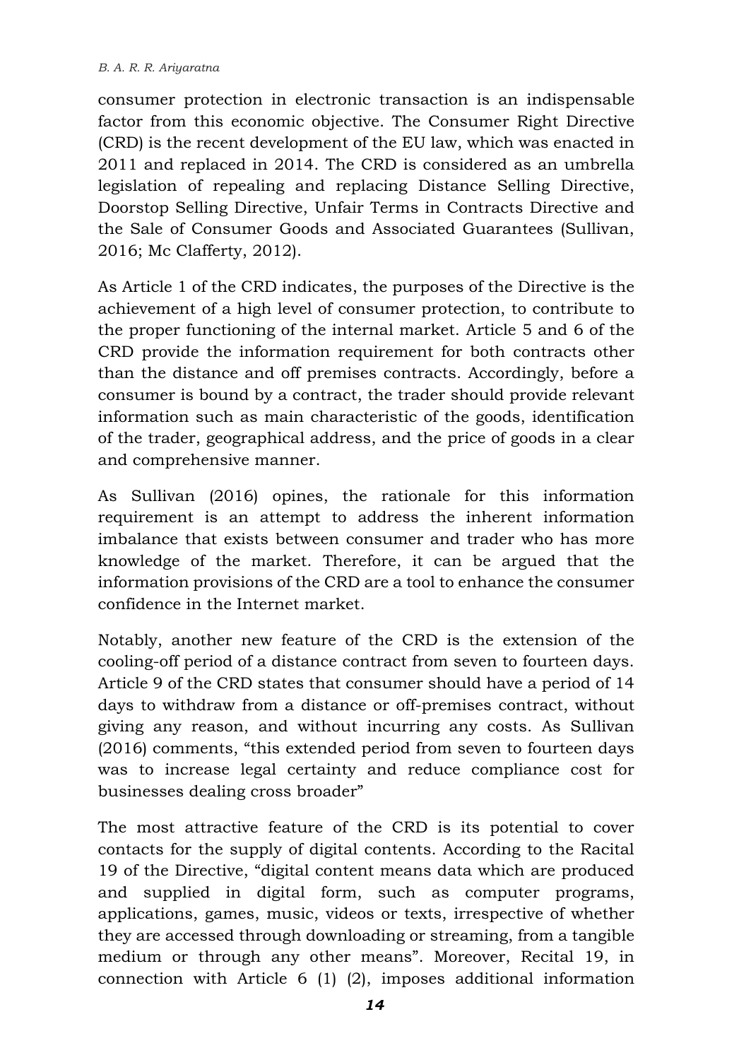consumer protection in electronic transaction is an indispensable factor from this economic objective. The Consumer Right Directive (CRD) is the recent development of the EU law, which was enacted in 2011 and replaced in 2014. The CRD is considered as an umbrella legislation of repealing and replacing Distance Selling Directive, Doorstop Selling Directive, Unfair Terms in Contracts Directive and the Sale of Consumer Goods and Associated Guarantees (Sullivan, 2016; Mc Clafferty, 2012).

As Article 1 of the CRD indicates, the purposes of the Directive is the achievement of a high level of consumer protection, to contribute to the proper functioning of the internal market. Article 5 and 6 of the CRD provide the information requirement for both contracts other than the distance and off premises contracts. Accordingly, before a consumer is bound by a contract, the trader should provide relevant information such as main characteristic of the goods, identification of the trader, geographical address, and the price of goods in a clear and comprehensive manner.

As Sullivan (2016) opines, the rationale for this information requirement is an attempt to address the inherent information imbalance that exists between consumer and trader who has more knowledge of the market. Therefore, it can be argued that the information provisions of the CRD are a tool to enhance the consumer confidence in the Internet market.

Notably, another new feature of the CRD is the extension of the cooling-off period of a distance contract from seven to fourteen days. Article 9 of the CRD states that consumer should have a period of 14 days to withdraw from a distance or off-premises contract, without giving any reason, and without incurring any costs. As Sullivan (2016) comments, "this extended period from seven to fourteen days was to increase legal certainty and reduce compliance cost for businesses dealing cross broader"

The most attractive feature of the CRD is its potential to cover contacts for the supply of digital contents. According to the Racital 19 of the Directive, "digital content means data which are produced and supplied in digital form, such as computer programs, applications, games, music, videos or texts, irrespective of whether they are accessed through downloading or streaming, from a tangible medium or through any other means". Moreover, Recital 19, in connection with Article 6 (1) (2), imposes additional information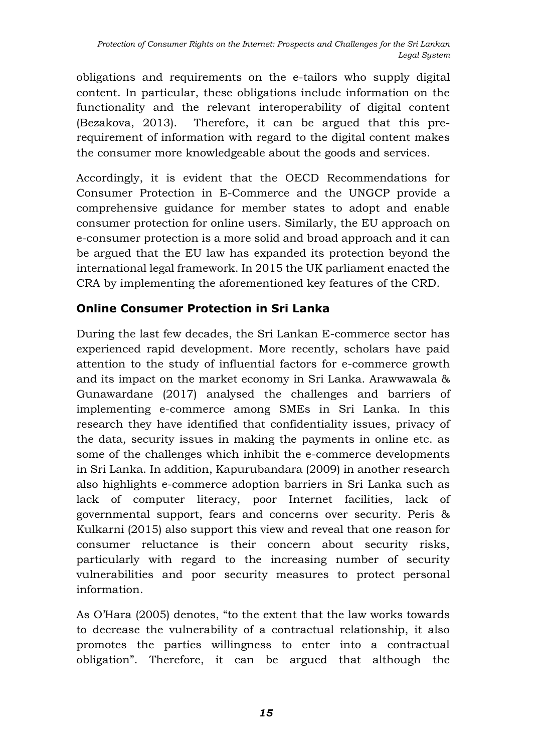obligations and requirements on the e-tailors who supply digital content. In particular, these obligations include information on the functionality and the relevant interoperability of digital content (Bezakova, 2013). Therefore, it can be argued that this pre-requirement of information with regard to the digital content makes the consumer more knowledgeable about the goods and services.

Accordingly, it is evident that the OECD Recommendations for Consumer Protection in E-Commerce and the UNGCP provide a comprehensive guidance for member states to adopt and enable consumer protection for online users. Similarly, the EU approach on e-consumer protection is a more solid and broad approach and it can be argued that the EU law has expanded its protection beyond the international legal framework. In 2015 the UK parliament enacted the CRA by implementing the aforementioned key features of the CRD.

## Online Consumer Protection in Sri Lanka

During the last few decades, the Sri Lankan E-commerce sector has experienced rapid development. More recently, scholars have paid attention to the study of influential factors for e-commerce growth and its impact on the market economy in Sri Lanka. Arawwawala & Gunawardane (2017) analysed the challenges and barriers of implementing e-commerce among SMEs in Sri Lanka. In this research they have identified that confidentiality issues, privacy of the data, security issues in making the payments in online etc. as some of the challenges which inhibit the e-commerce developments in Sri Lanka. In addition, Kapurubandara (2009) in another research also highlights e-commerce adoption barriers in Sri Lanka such as lack of computer literacy, poor Internet facilities, lack of governmental support, fears and concerns over security. Peris & Kulkarni (2015) also support this view and reveal that one reason for consumer reluctance is their concern about security risks, particularly with regard to the increasing number of security vulnerabilities and poor security measures to protect personal information.

As O'Hara (2005) denotes, "to the extent that the law works towards to decrease the vulnerability of a contractual relationship, it also promotes the parties willingness to enter into a contractual obligation". Therefore, it can be argued that although the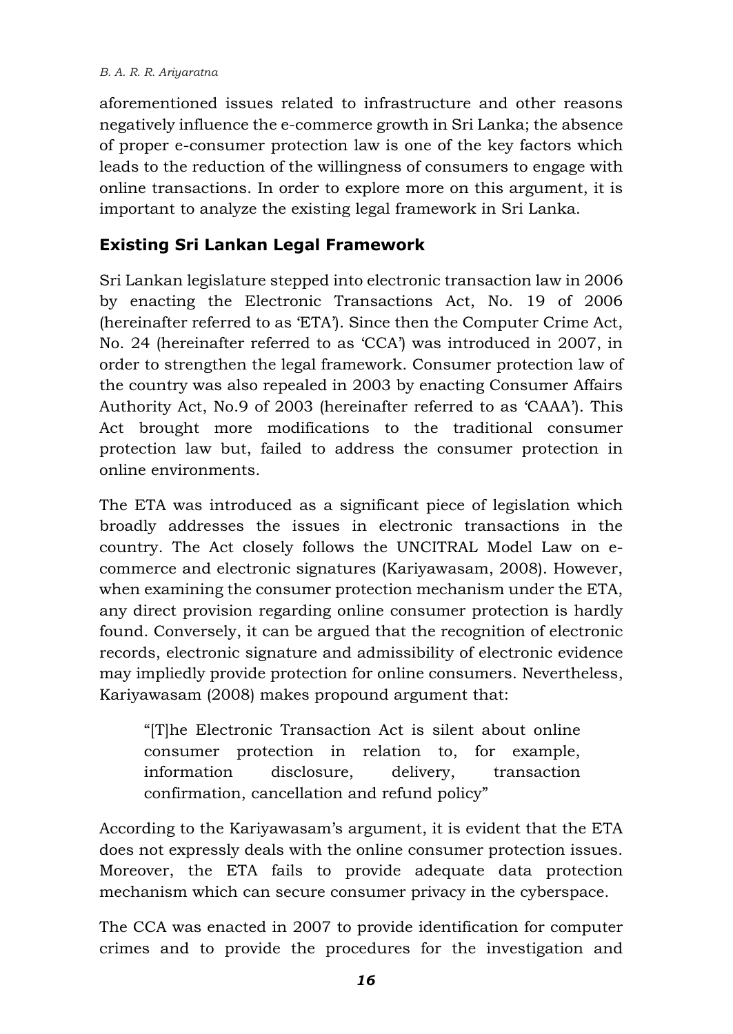aforementioned issues related to infrastructure and other reasons negatively influence the e-commerce growth in Sri Lanka; the absence of proper e-consumer protection law is one of the key factors which leads to the reduction of the willingness of consumers to engage with online transactions. In order to explore more on this argument, it is important to analyze the existing legal framework in Sri Lanka.

## Existing Sri Lankan Legal Framework

Sri Lankan legislature stepped into electronic transaction law in 2006 by enacting the Electronic Transactions Act, No. 19 of 2006 (hereinafter referred to as 'ETA'). Since then the Computer Crime Act, No. 24 (hereinafter referred to as 'CCA') was introduced in 2007, in order to strengthen the legal framework. Consumer protection law of the country was also repealed in 2003 by enacting Consumer Affairs Authority Act, No.9 of 2003 (hereinafter referred to as 'CAAA'). This Act brought more modifications to the traditional consumer protection law but, failed to address the consumer protection in online environments.

The ETA was introduced as a significant piece of legislation which broadly addresses the issues in electronic transactions in the country. The Act closely follows the UNCITRAL Model Law on e-commerce and electronic signatures (Kariyawasam, 2008). However, when examining the consumer protection mechanism under the ETA, any direct provision regarding online consumer protection is hardly found. Conversely, it can be argued that the recognition of electronic records, electronic signature and admissibility of electronic evidence may impliedly provide protection for online consumers. Nevertheless, Kariyawasam (2008) makes propound argument that:

> "[T]he Electronic Transaction Act is silent about online consumer protection in relation to, for example, information disclosure, delivery, transaction confirmation, cancellation and refund policy"

According to the Kariyawasam's argument, it is evident that the ETA does not expressly deals with the online consumer protection issues. Moreover, the ETA fails to provide adequate data protection mechanism which can secure consumer privacy in the cyberspace.

The CCA was enacted in 2007 to provide identification for computer crimes and to provide the procedures for the investigation and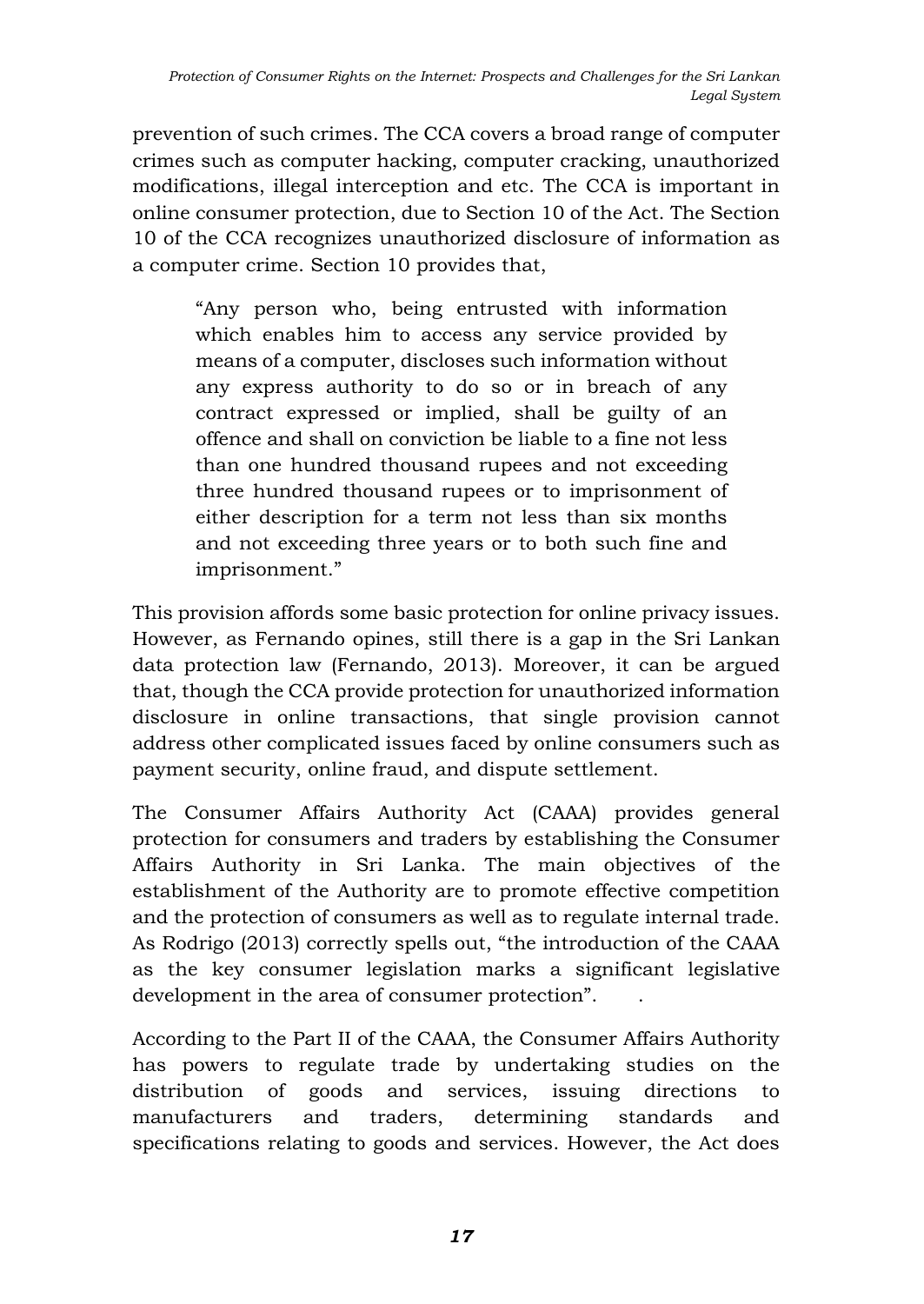prevention of such crimes. The CCA covers a broad range of computer crimes such as computer hacking, computer cracking, unauthorized modifications, illegal interception and etc. The CCA is important in online consumer protection, due to Section 10 of the Act. The Section 10 of the CCA recognizes unauthorized disclosure of information as a computer crime. Section 10 provides that,

> "Any person who, being entrusted with information which enables him to access any service provided by means of a computer, discloses such information without any express authority to do so or in breach of any contract expressed or implied, shall be guilty of an offence and shall on conviction be liable to a fine not less than one hundred thousand rupees and not exceeding three hundred thousand rupees or to imprisonment of either description for a term not less than six months and not exceeding three years or to both such fine and imprisonment."

This provision affords some basic protection for online privacy issues. However, as Fernando opines, still there is a gap in the Sri Lankan data protection law (Fernando, 2013). Moreover, it can be argued that, though the CCA provide protection for unauthorized information disclosure in online transactions, that single provision cannot address other complicated issues faced by online consumers such as payment security, online fraud, and dispute settlement.

The Consumer Affairs Authority Act (CAAA) provides general protection for consumers and traders by establishing the Consumer Affairs Authority in Sri Lanka. The main objectives of the establishment of the Authority are to promote effective competition and the protection of consumers as well as to regulate internal trade. As Rodrigo (2013) correctly spells out, "the introduction of the CAAA as the key consumer legislation marks a significant legislative development in the area of consumer protection". .

According to the Part II of the CAAA, the Consumer Affairs Authority has powers to regulate trade by undertaking studies on the distribution of goods and services, issuing directions to manufacturers and traders, determining standards and specifications relating to goods and services. However, the Act does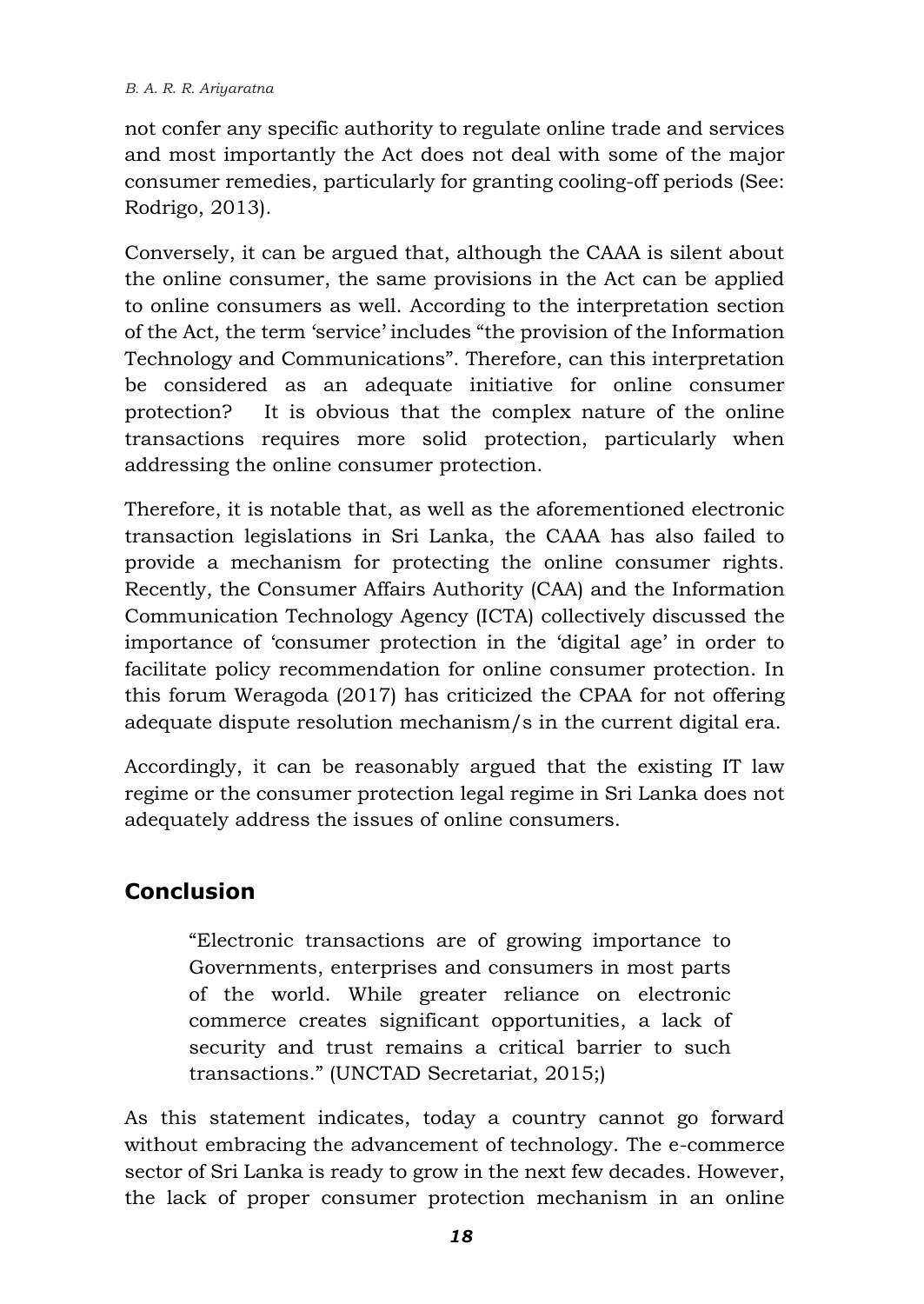not confer any specific authority to regulate online trade and services and most importantly the Act does not deal with some of the major consumer remedies, particularly for granting cooling-off periods (See: Rodrigo, 2013).

Conversely, it can be argued that, although the CAAA is silent about the online consumer, the same provisions in the Act can be applied to online consumers as well. According to the interpretation section of the Act, the term 'service' includes "the provision of the Information Technology and Communications". Therefore, can this interpretation be considered as an adequate initiative for online consumer protection? It is obvious that the complex nature of the online transactions requires more solid protection, particularly when addressing the online consumer protection.

Therefore, it is notable that, as well as the aforementioned electronic transaction legislations in Sri Lanka, the CAAA has also failed to provide a mechanism for protecting the online consumer rights. Recently, the Consumer Affairs Authority (CAA) and the Information Communication Technology Agency (ICTA) collectively discussed the importance of 'consumer protection in the 'digital age' in order to facilitate policy recommendation for online consumer protection. In this forum Weragoda (2017) has criticized the CPAA for not offering adequate dispute resolution mechanism/s in the current digital era.

Accordingly, it can be reasonably argued that the existing IT law regime or the consumer protection legal regime in Sri Lanka does not adequately address the issues of online consumers.

## Conclusion

> "Electronic transactions are of growing importance to Governments, enterprises and consumers in most parts of the world. While greater reliance on electronic commerce creates significant opportunities, a lack of security and trust remains a critical barrier to such transactions." (UNCTAD Secretariat, 2015;)

As this statement indicates, today a country cannot go forward without embracing the advancement of technology. The e-commerce sector of Sri Lanka is ready to grow in the next few decades. However, the lack of proper consumer protection mechanism in an online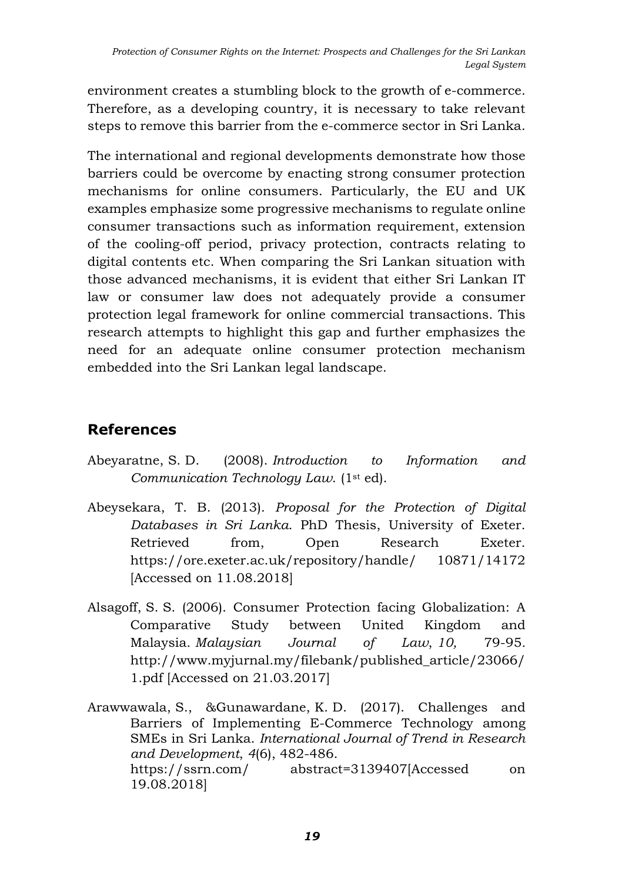environment creates a stumbling block to the growth of e-commerce. Therefore, as a developing country, it is necessary to take relevant steps to remove this barrier from the e-commerce sector in Sri Lanka.

The international and regional developments demonstrate how those barriers could be overcome by enacting strong consumer protection mechanisms for online consumers. Particularly, the EU and UK examples emphasize some progressive mechanisms to regulate online consumer transactions such as information requirement, extension of the cooling-off period, privacy protection, contracts relating to digital contents etc. When comparing the Sri Lankan situation with those advanced mechanisms, it is evident that either Sri Lankan IT law or consumer law does not adequately provide a consumer protection legal framework for online commercial transactions. This research attempts to highlight this gap and further emphasizes the need for an adequate online consumer protection mechanism embedded into the Sri Lankan legal landscape.

## References

Abeyaratne, S. D. (2008). *Introduction to Information and Communication Technology Law*. (1st ed).

Abeysekara, T. B. (2013). *Proposal for the Protection of Digital Databases in Sri Lanka*. PhD Thesis, University of Exeter. Retrieved from, Open Research Exeter. https://ore.exeter.ac.uk/repository/handle/ 10871/14172 [Accessed on 11.08.2018]

Alsagoff, S. S. (2006). Consumer Protection facing Globalization: A Comparative Study between United Kingdom and Malaysia. *Malaysian Journal of Law*, *10,* 79-95. http://www.myjurnal.my/filebank/published_article/23066/1.pdf [Accessed on 21.03.2017]

Arawwawala, S., &Gunawardane, K. D. (2017). Challenges and Barriers of Implementing E-Commerce Technology among SMEs in Sri Lanka. *International Journal of Trend in Research and Development*, *4*(6), 482-486. https://ssrn.com/ abstract=3139407[Accessed on 19.08.2018]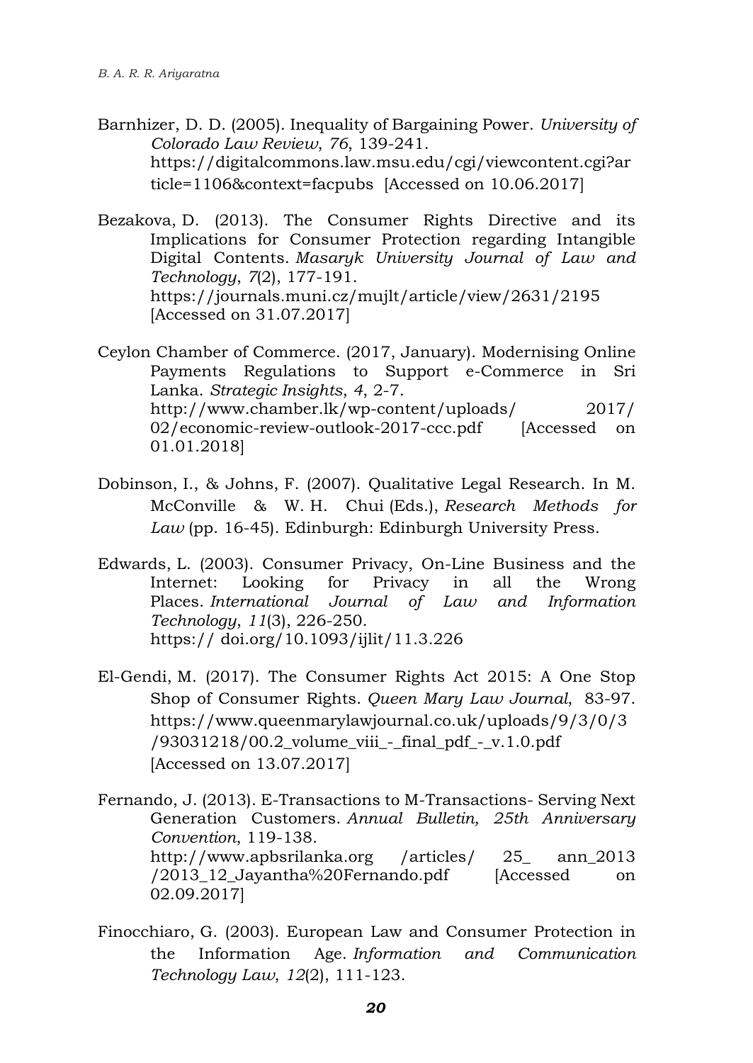Barnhizer, D. D. (2005). Inequality of Bargaining Power. *University of Colorado Law Review*, *76*, 139-241. https://digitalcommons.law.msu.edu/cgi/viewcontent.cgi?article=1106&context=facpubs [Accessed on 10.06.2017]

Bezakova, D. (2013). The Consumer Rights Directive and its Implications for Consumer Protection regarding Intangible Digital Contents. *Masaryk University Journal of Law and Technology*, *7*(2), 177-191. https://journals.muni.cz/mujlt/article/view/2631/2195 [Accessed on 31.07.2017]

Ceylon Chamber of Commerce. (2017, January). Modernising Online Payments Regulations to Support e-Commerce in Sri Lanka. *Strategic Insights*, *4*, 2-7. http://www.chamber.lk/wp-content/uploads/ 2017/ 02/economic-review-outlook-2017-ccc.pdf [Accessed on 01.01.2018]

Dobinson, I., & Johns, F. (2007). Qualitative Legal Research. In M. McConville & W. H. Chui (Eds.), *Research Methods for Law* (pp. 16-45). Edinburgh: Edinburgh University Press.

Edwards, L. (2003). Consumer Privacy, On-Line Business and the Internet: Looking for Privacy in all the Wrong Places. *International Journal of Law and Information Technology*, *11*(3), 226-250. https:// doi.org/10.1093/ijlit/11.3.226

El-Gendi, M. (2017). The Consumer Rights Act 2015: A One Stop Shop of Consumer Rights. *Queen Mary Law Journal*, 83-97. https://www.queenmarylawjournal.co.uk/uploads/9/3/0/3/93031218/00.2_volume_viii_-_final_pdf_-_v.1.0.pdf [Accessed on 13.07.2017]

Fernando, J. (2013). E-Transactions to M-Transactions- Serving Next Generation Customers. *Annual Bulletin, 25th Anniversary Convention*, 119-138. http://www.apbsrilanka.org /articles/ 25_ ann_2013 /2013_12_Jayantha%20Fernando.pdf [Accessed on 02.09.2017]

Finocchiaro, G. (2003). European Law and Consumer Protection in the Information Age. *Information and Communication Technology Law*, *12*(2), 111-123.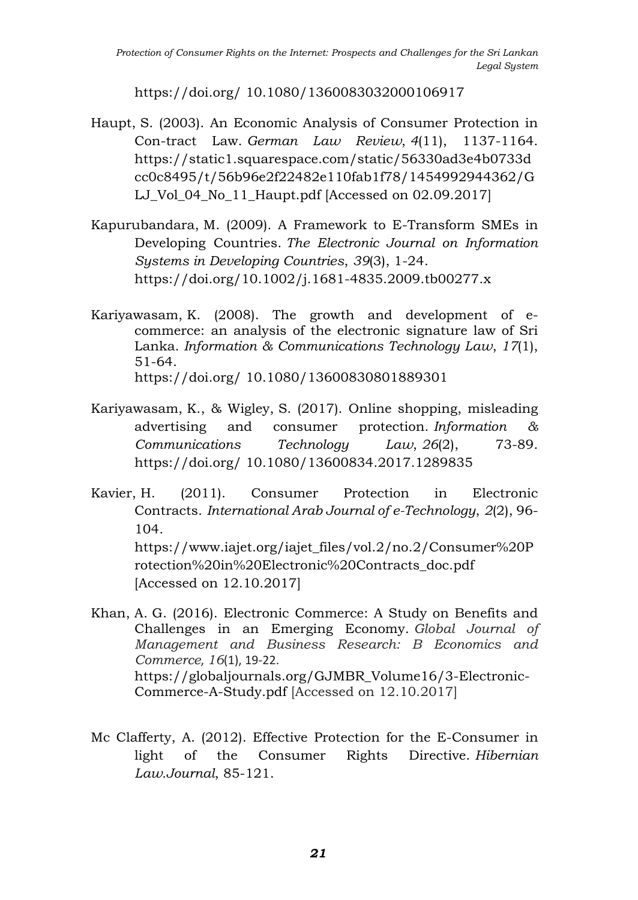https://doi.org/ 10.1080/1360083032000106917

Haupt, S. (2003). An Economic Analysis of Consumer Protection in Con-tract Law. *German Law Review*, *4*(11), 1137-1164. https://static1.squarespace.com/static/56330ad3e4b0733dcc0c8495/t/56b96e2f22482e110fab1f78/1454992944362/GLJ_Vol_04_No_11_Haupt.pdf [Accessed on 02.09.2017]

Kapurubandara, M. (2009). A Framework to E-Transform SMEs in Developing Countries. *The Electronic Journal on Information Systems in Developing Countries*, *39*(3), 1-24. https://doi.org/10.1002/j.1681-4835.2009.tb00277.x

Kariyawasam, K. (2008). The growth and development of e-commerce: an analysis of the electronic signature law of Sri Lanka. *Information & Communications Technology Law*, *17*(1), 51-64. https://doi.org/ 10.1080/13600830801889301

Kariyawasam, K., & Wigley, S. (2017). Online shopping, misleading advertising and consumer protection. *Information & Communications Technology Law*, *26*(2), 73-89. https://doi.org/ 10.1080/13600834.2017.1289835

Kavier, H. (2011). Consumer Protection in Electronic Contracts. *International Arab Journal of e-Technology*, *2*(2), 96-104. https://www.iajet.org/iajet_files/vol.2/no.2/Consumer%20Protection%20in%20Electronic%20Contracts_doc.pdf [Accessed on 12.10.2017]

Khan, A. G. (2016). Electronic Commerce: A Study on Benefits and Challenges in an Emerging Economy. *Global Journal of Management and Business Research: B Economics and Commerce, 16*(1), 19-22. https://globaljournals.org/GJMBR_Volume16/3-Electronic-Commerce-A-Study.pdf [Accessed on 12.10.2017]

Mc Clafferty, A. (2012). Effective Protection for the E-Consumer in light of the Consumer Rights Directive. *Hibernian Law.Journal*, 85-121.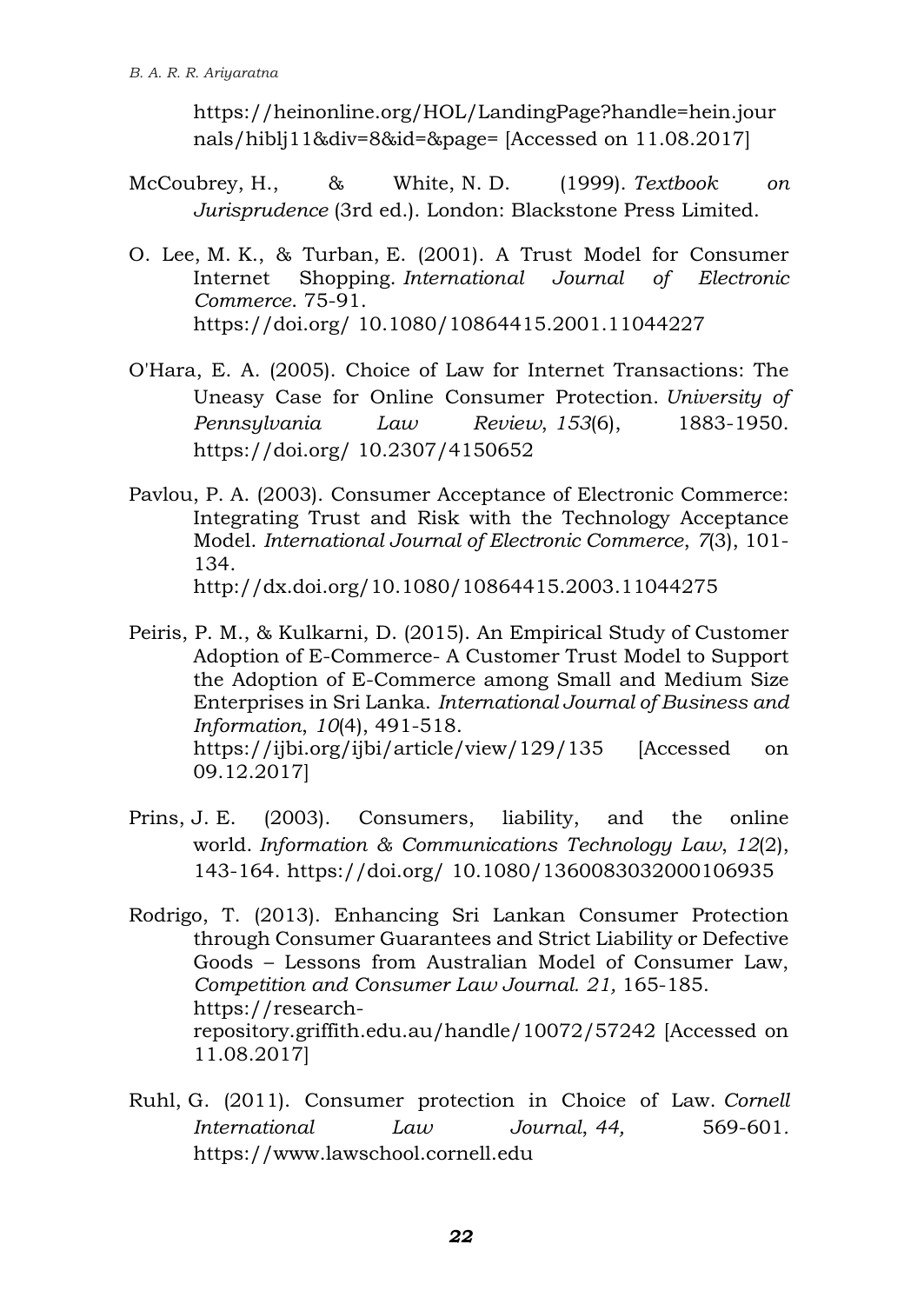https://heinonline.org/HOL/LandingPage?handle=hein.journals/hiblj11&div=8&id=&page= [Accessed on 11.08.2017]

McCoubrey, H., & White, N. D. (1999). *Textbook on Jurisprudence* (3rd ed.). London: Blackstone Press Limited.

O. Lee, M. K., & Turban, E. (2001). A Trust Model for Consumer Internet Shopping. *International Journal of Electronic Commerce*. 75-91. https://doi.org/ 10.1080/10864415.2001.11044227

O'Hara, E. A. (2005). Choice of Law for Internet Transactions: The Uneasy Case for Online Consumer Protection. *University of Pennsylvania Law Review*, *153*(6), 1883-1950. https://doi.org/ 10.2307/4150652

Pavlou, P. A. (2003). Consumer Acceptance of Electronic Commerce: Integrating Trust and Risk with the Technology Acceptance Model. *International Journal of Electronic Commerce*, *7*(3), 101-134. http://dx.doi.org/10.1080/10864415.2003.11044275

Peiris, P. M., & Kulkarni, D. (2015). An Empirical Study of Customer Adoption of E-Commerce- A Customer Trust Model to Support the Adoption of E-Commerce among Small and Medium Size Enterprises in Sri Lanka. *International Journal of Business and Information*, *10*(4), 491-518. https://ijbi.org/ijbi/article/view/129/135 [Accessed on 09.12.2017]

Prins, J. E. (2003). Consumers, liability, and the online world. *Information & Communications Technology Law*, *12*(2), 143-164. https://doi.org/ 10.1080/1360083032000106935

Rodrigo, T. (2013). Enhancing Sri Lankan Consumer Protection through Consumer Guarantees and Strict Liability or Defective Goods – Lessons from Australian Model of Consumer Law, *Competition and Consumer Law Journal. 21,* 165-185. https://research-repository.griffith.edu.au/handle/10072/57242 [Accessed on 11.08.2017]

Ruhl, G. (2011). Consumer protection in Choice of Law. *Cornell International Law Journal*, *44,* 569-601. https://www.lawschool.cornell.edu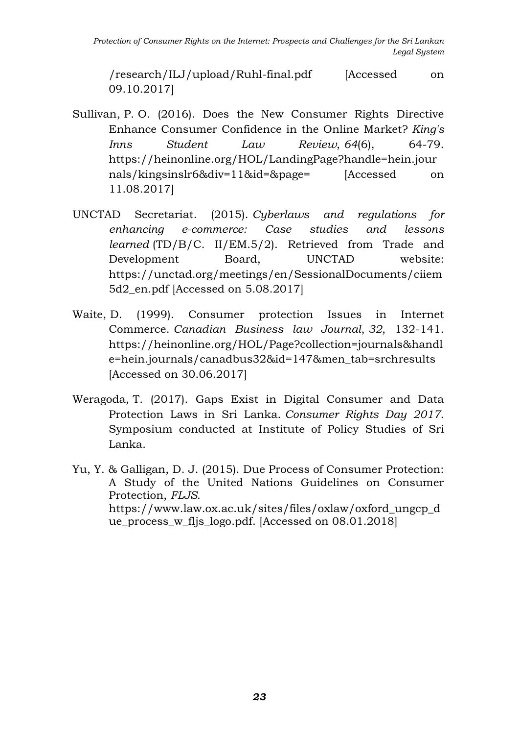/research/ILJ/upload/Ruhl-final.pdf [Accessed on 09.10.2017]

Sullivan, P. O. (2016). Does the New Consumer Rights Directive Enhance Consumer Confidence in the Online Market? *King's Inns Student Law Review*, *64*(6), 64-79. https://heinonline.org/HOL/LandingPage?handle=hein.journals/kingsinslr6&div=11&id=&page= [Accessed on 11.08.2017]

UNCTAD Secretariat. (2015). *Cyberlaws and regulations for enhancing e-commerce: Case studies and lessons learned* (TD/B/C. II/EM.5/2). Retrieved from Trade and Development Board, UNCTAD website: https://unctad.org/meetings/en/SessionalDocuments/ciiem5d2_en.pdf [Accessed on 5.08.2017]

Waite, D. (1999). Consumer protection Issues in Internet Commerce. *Canadian Business law Journal*, *32*, 132-141. https://heinonline.org/HOL/Page?collection=journals&handle=hein.journals/canadbus32&id=147&men_tab=srchresults [Accessed on 30.06.2017]

Weragoda, T. (2017). Gaps Exist in Digital Consumer and Data Protection Laws in Sri Lanka. *Consumer Rights Day 2017*. Symposium conducted at Institute of Policy Studies of Sri Lanka.

Yu, Y. & Galligan, D. J. (2015). Due Process of Consumer Protection: A Study of the United Nations Guidelines on Consumer Protection, *FLJS*. https://www.law.ox.ac.uk/sites/files/oxlaw/oxford_ungcp_due_process_w_fljs_logo.pdf. [Accessed on 08.01.2018]